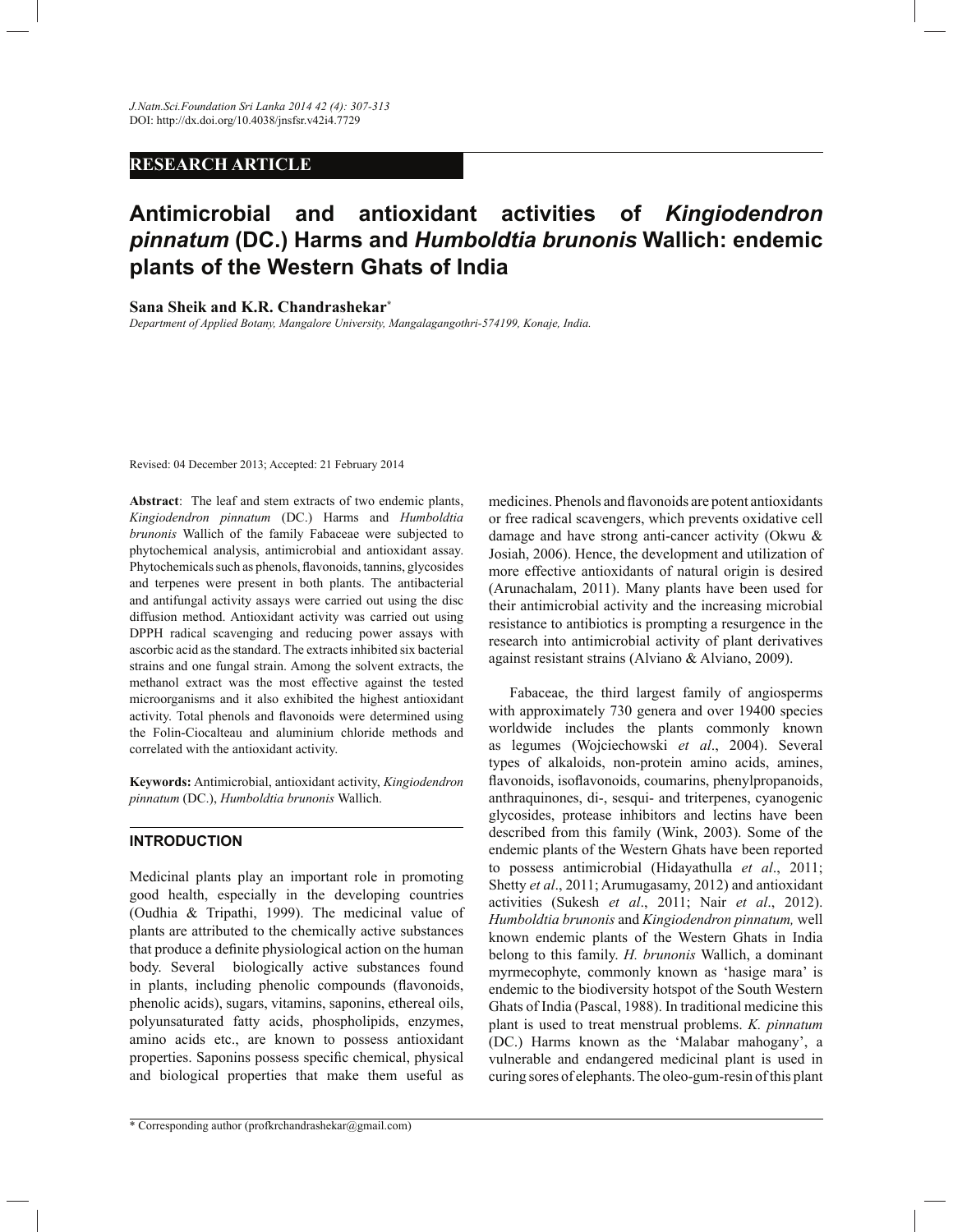J.Natn.Sci.Foundation Sri Lanka 2014 42 (4): 307-313
DOI: http://dx.doi.org/10.4038/jnsfsr.v42i4.7729

**RESEARCH ARTICLE**

# Antimicrobial and antioxidant activities of *Kingiodendron pinnatum* (DC.) Harms and *Humboldtia brunonis* Wallich: endemic plants of the Western Ghats of India

**Sana Sheik and K.R. Chandrashekar***

*Department of Applied Botany, Mangalore University, Mangalagangothri-574199, Konaje, India.*

Revised: 04 December 2013; Accepted: 21 February 2014

**Abstract**: The leaf and stem extracts of two endemic plants, *Kingiodendron pinnatum* (DC.) Harms and *Humboldtia brunonis* Wallich of the family Fabaceae were subjected to phytochemical analysis, antimicrobial and antioxidant assay. Phytochemicals such as phenols, flavonoids, tannins, glycosides and terpenes were present in both plants. The antibacterial and antifungal activity assays were carried out using the disc diffusion method. Antioxidant activity was carried out using DPPH radical scavenging and reducing power assays with ascorbic acid as the standard. The extracts inhibited six bacterial strains and one fungal strain. Among the solvent extracts, the methanol extract was the most effective against the tested microorganisms and it also exhibited the highest antioxidant activity. Total phenols and flavonoids were determined using the Folin-Ciocalteau and aluminium chloride methods and correlated with the antioxidant activity.

**Keywords:** Antimicrobial, antioxidant activity, *Kingiodendron pinnatum* (DC.), *Humboldtia brunonis* Wallich.

## INTRODUCTION

Medicinal plants play an important role in promoting good health, especially in the developing countries (Oudhia & Tripathi, 1999). The medicinal value of plants are attributed to the chemically active substances that produce a definite physiological action on the human body. Several biologically active substances found in plants, including phenolic compounds (flavonoids, phenolic acids), sugars, vitamins, saponins, ethereal oils, polyunsaturated fatty acids, phospholipids, enzymes, amino acids etc., are known to possess antioxidant properties. Saponins possess specific chemical, physical and biological properties that make them useful as medicines. Phenols and flavonoids are potent antioxidants or free radical scavengers, which prevents oxidative cell damage and have strong anti-cancer activity (Okwu & Josiah, 2006). Hence, the development and utilization of more effective antioxidants of natural origin is desired (Arunachalam, 2011). Many plants have been used for their antimicrobial activity and the increasing microbial resistance to antibiotics is prompting a resurgence in the research into antimicrobial activity of plant derivatives against resistant strains (Alviano & Alviano, 2009).

Fabaceae, the third largest family of angiosperms with approximately 730 genera and over 19400 species worldwide includes the plants commonly known as legumes (Wojciechowski *et al*., 2004). Several types of alkaloids, non-protein amino acids, amines, flavonoids, isoflavonoids, coumarins, phenylpropanoids, anthraquinones, di-, sesqui- and triterpenes, cyanogenic glycosides, protease inhibitors and lectins have been described from this family (Wink, 2003). Some of the endemic plants of the Western Ghats have been reported to possess antimicrobial (Hidayathulla *et al*., 2011; Shetty *et al*., 2011; Arumugasamy, 2012) and antioxidant activities (Sukesh *et al*., 2011; Nair *et al*., 2012). *Humboldtia brunonis* and *Kingiodendron pinnatum,* well known endemic plants of the Western Ghats in India belong to this family. *H. brunonis* Wallich, a dominant myrmecophyte, commonly known as 'hasige mara' is endemic to the biodiversity hotspot of the South Western Ghats of India (Pascal, 1988). In traditional medicine this plant is used to treat menstrual problems. *K. pinnatum* (DC.) Harms known as the 'Malabar mahogany', a vulnerable and endangered medicinal plant is used in curing sores of elephants. The oleo-gum-resin of this plant

\* Corresponding author (profkrchandrashekar@gmail.com)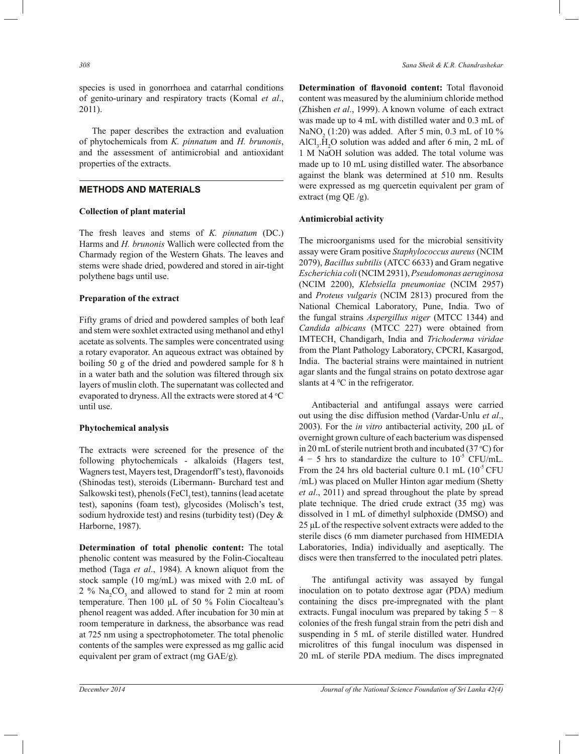species is used in gonorrhoea and catarrhal conditions of genito-urinary and respiratory tracts (Komal *et al*., 2011).

The paper describes the extraction and evaluation of phytochemicals from *K. pinnatum* and *H. brunonis*, and the assessment of antimicrobial and antioxidant properties of the extracts.

## METHODS AND MATERIALS

### Collection of plant material

The fresh leaves and stems of *K. pinnatum* (DC.) Harms and *H. brunonis* Wallich were collected from the Charmady region of the Western Ghats. The leaves and stems were shade dried, powdered and stored in air-tight polythene bags until use.

### Preparation of the extract

Fifty grams of dried and powdered samples of both leaf and stem were soxhlet extracted using methanol and ethyl acetate as solvents. The samples were concentrated using a rotary evaporator. An aqueous extract was obtained by boiling 50 g of the dried and powdered sample for 8 h in a water bath and the solution was filtered through six layers of muslin cloth. The supernatant was collected and evaporated to dryness. All the extracts were stored at 4 °C until use.

### Phytochemical analysis

The extracts were screened for the presence of the following phytochemicals - alkaloids (Hagers test, Wagners test, Mayers test, Dragendorff's test), flavonoids (Shinodas test), steroids (Libermann- Burchard test and Salkowski test), phenols ($FeCl_3$ test), tannins (lead acetate test), saponins (foam test), glycosides (Molisch's test, sodium hydroxide test) and resins (turbidity test) (Dey & Harborne, 1987).

**Determination of total phenolic content:** The total phenolic content was measured by the Folin-Ciocalteau method (Taga *et al*., 1984). A known aliquot from the stock sample (10 mg/mL) was mixed with 2.0 mL of 2 % $Na_2CO_3$ and allowed to stand for 2 min at room temperature. Then 100 µL of 50 % Folin Ciocalteau's phenol reagent was added. After incubation for 30 min at room temperature in darkness, the absorbance was read at 725 nm using a spectrophotometer. The total phenolic contents of the samples were expressed as mg gallic acid equivalent per gram of extract (mg GAE/g).

**Determination of flavonoid content:** Total flavonoid content was measured by the aluminium chloride method (Zhishen *et al*., 1999). A known volume of each extract was made up to 4 mL with distilled water and 0.3 mL of $NaNO_2$ (1:20) was added. After 5 min, 0.3 mL of 10 % $AlCl_3.H_2O$ solution was added and after 6 min, 2 mL of 1 M NaOH solution was added. The total volume was made up to 10 mL using distilled water. The absorbance against the blank was determined at 510 nm. Results were expressed as mg quercetin equivalent per gram of extract (mg QE /g).

### Antimicrobial activity

The microorganisms used for the microbial sensitivity assay were Gram positive *Staphylococcus aureus* (NCIM 2079), *Bacillus subtilis* (ATCC 6633) and Gram negative *Escherichia coli* (NCIM 2931), *Pseudomonas aeruginosa* (NCIM 2200), *Klebsiella pneumoniae* (NCIM 2957) and *Proteus vulgaris* (NCIM 2813) procured from the National Chemical Laboratory, Pune, India. Two of the fungal strains *Aspergillus niger* (MTCC 1344) and *Candida albicans* (MTCC 227) were obtained from IMTECH, Chandigarh, India and *Trichoderma viridae* from the Plant Pathology Laboratory, CPCRI, Kasargod, India. The bacterial strains were maintained in nutrient agar slants and the fungal strains on potato dextrose agar slants at 4 °C in the refrigerator.

Antibacterial and antifungal assays were carried out using the disc diffusion method (Vardar-Unlu *et al*., 2003). For the *in vitro* antibacterial activity, 200 µL of overnight grown culture of each bacterium was dispensed in 20 mL of sterile nutrient broth and incubated (37 °C) for 4 − 5 hrs to standardize the culture to $10^{-5}$ CFU/mL. From the 24 hrs old bacterial culture 0.1 mL ($10^{-5}$ CFU /mL) was placed on Muller Hinton agar medium (Shetty *et al*., 2011) and spread throughout the plate by spread plate technique. The dried crude extract (35 mg) was dissolved in 1 mL of dimethyl sulphoxide (DMSO) and 25 µL of the respective solvent extracts were added to the sterile discs (6 mm diameter purchased from HIMEDIA Laboratories, India) individually and aseptically. The discs were then transferred to the inoculated petri plates.

The antifungal activity was assayed by fungal inoculation on to potato dextrose agar (PDA) medium containing the discs pre-impregnated with the plant extracts. Fungal inoculum was prepared by taking 5 − 8 colonies of the fresh fungal strain from the petri dish and suspending in 5 mL of sterile distilled water. Hundred microlitres of this fungal inoculum was dispensed in 20 mL of sterile PDA medium. The discs impregnated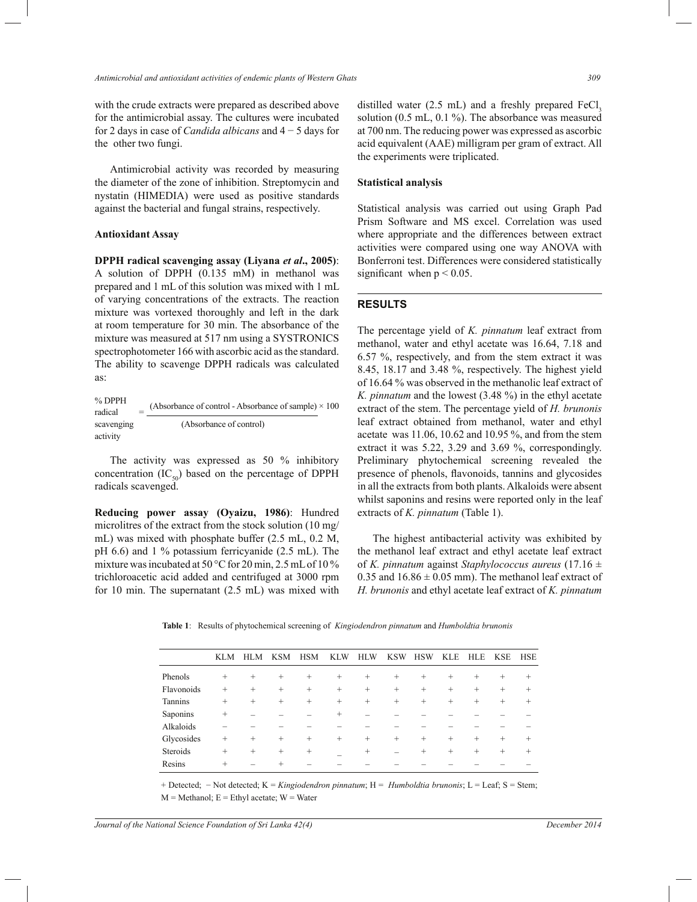with the crude extracts were prepared as described above for the antimicrobial assay. The cultures were incubated for 2 days in case of *Candida albicans* and 4 − 5 days for the other two fungi.

Antimicrobial activity was recorded by measuring the diameter of the zone of inhibition. Streptomycin and nystatin (HIMEDIA) were used as positive standards against the bacterial and fungal strains, respectively.

### Antioxidant Assay

**DPPH radical scavenging assay (Liyana *et al*., 2005)**: A solution of DPPH (0.135 mM) in methanol was prepared and 1 mL of this solution was mixed with 1 mL of varying concentrations of the extracts. The reaction mixture was vortexed thoroughly and left in the dark at room temperature for 30 min. The absorbance of the mixture was measured at 517 nm using a SYSTRONICS spectrophotometer 166 with ascorbic acid as the standard. The ability to scavenge DPPH radicals was calculated as:

$$\%\ \text{DPPH radical scavenging activity} = \frac{(\text{Absorbance of control} - \text{Absorbance of sample}) \times 100}{(\text{Absorbance of control})}$$

The activity was expressed as 50 % inhibitory concentration ($IC_{50}$) based on the percentage of DPPH radicals scavenged.

**Reducing power assay (Oyaizu, 1986)**: Hundred microlitres of the extract from the stock solution (10 mg/mL) was mixed with phosphate buffer (2.5 mL, 0.2 M, pH 6.6) and 1 % potassium ferricyanide (2.5 mL). The mixture was incubated at 50 °C for 20 min, 2.5 mL of 10 % trichloroacetic acid added and centrifuged at 3000 rpm for 10 min. The supernatant (2.5 mL) was mixed with distilled water (2.5 mL) and a freshly prepared $FeCl_3$ solution (0.5 mL, 0.1 %). The absorbance was measured at 700 nm. The reducing power was expressed as ascorbic acid equivalent (AAE) milligram per gram of extract. All the experiments were triplicated.

### Statistical analysis

Statistical analysis was carried out using Graph Pad Prism Software and MS excel. Correlation was used where appropriate and the differences between extract activities were compared using one way ANOVA with Bonferroni test. Differences were considered statistically significant when $p < 0.05$.

## RESULTS

The percentage yield of *K. pinnatum* leaf extract from methanol, water and ethyl acetate was 16.64, 7.18 and 6.57 %, respectively, and from the stem extract it was 8.45, 18.17 and 3.48 %, respectively. The highest yield of 16.64 % was observed in the methanolic leaf extract of *K. pinnatum* and the lowest (3.48 %) in the ethyl acetate extract of the stem. The percentage yield of *H. brunonis* leaf extract obtained from methanol, water and ethyl acetate was 11.06, 10.62 and 10.95 %, and from the stem extract it was 5.22, 3.29 and 3.69 %, correspondingly. Preliminary phytochemical screening revealed the presence of phenols, flavonoids, tannins and glycosides in all the extracts from both plants. Alkaloids were absent whilst saponins and resins were reported only in the leaf extracts of *K. pinnatum* (Table 1).

The highest antibacterial activity was exhibited by the methanol leaf extract and ethyl acetate leaf extract of *K. pinnatum* against *Staphylococcus aureus* (17.16 ± 0.35 and 16.86 ± 0.05 mm). The methanol leaf extract of *H. brunonis* and ethyl acetate leaf extract of *K. pinnatum*

**Table 1**: Results of phytochemical screening of *Kingiodendron pinnatum* and *Humboldtia brunonis*

| | KLM | HLM | KSM | HSM | KLW | HLW | KSW | HSW | KLE | HLE | KSE | HSE |
|---|---|---|---|---|---|---|---|---|---|---|---|---|
| Phenols | + | + | + | + | + | + | + | + | + | + | + | + |
| Flavonoids | + | + | + | + | + | + | + | + | + | + | + | + |
| Tannins | + | + | + | + | + | + | + | + | + | + | + | + |
| Saponins | + | – | – | – | + | – | – | – | – | – | – | – |
| Alkaloids | – | – | – | – | – | – | – | – | – | – | – | – |
| Glycosides | + | + | + | + | + | + | + | + | + | + | + | + |
| Steroids | + | + | + | + | _ | + | – | + | + | + | + | + |
| Resins | + | – | + | – | – | – | – | – | – | – | – | – |

+ Detected; − Not detected; K = *Kingiodendron pinnatum*; H = *Humboldtia brunonis*; L = Leaf; S = Stem; M = Methanol; E = Ethyl acetate; W = Water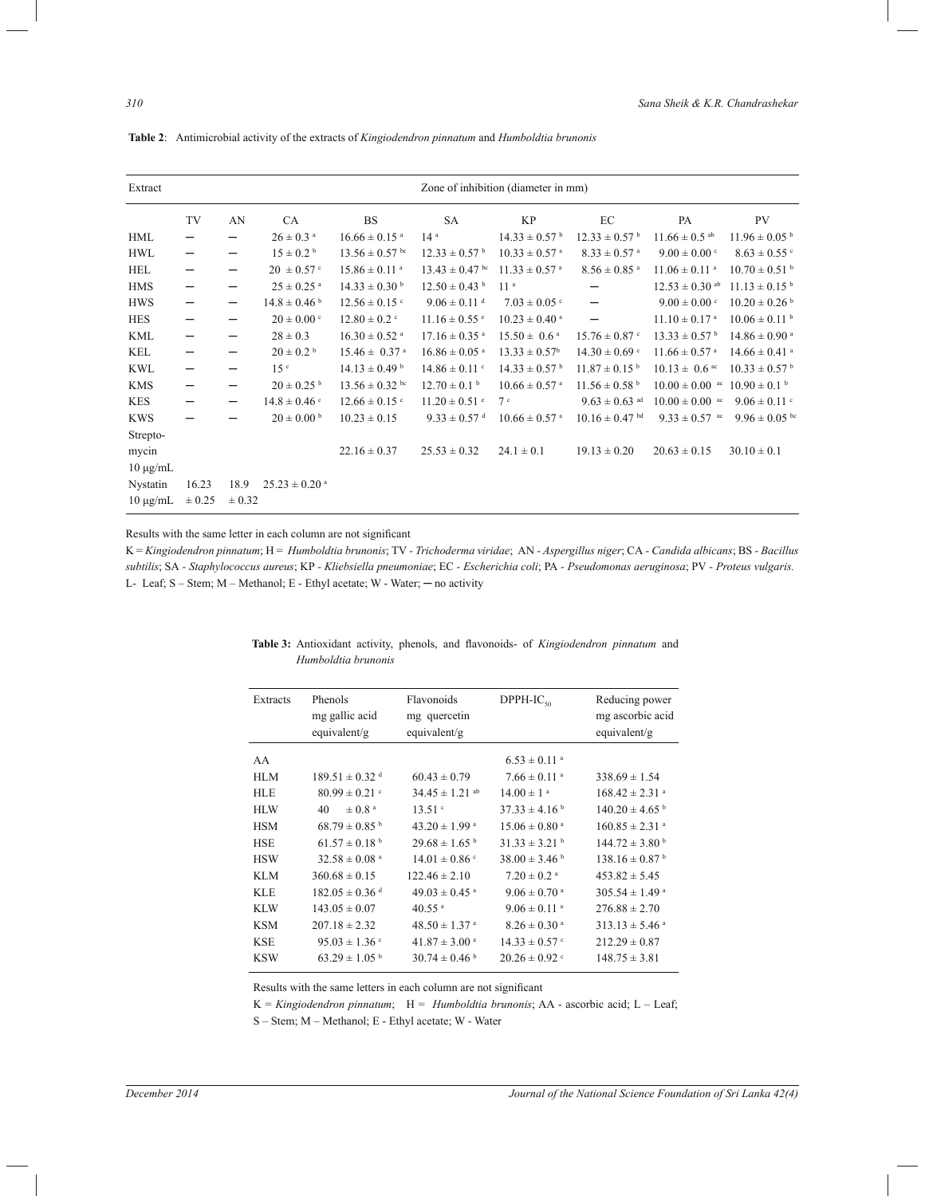**Table 2**: Antimicrobial activity of the extracts of *Kingiodendron pinnatum* and *Humboldtia brunonis*

| Extract | Zone of inhibition (diameter in mm) | | | | | | | | |
|---|---|---|---|---|---|---|---|---|---|
| | TV | AN | CA | BS | SA | KP | EC | PA | PV |
| HML | ─ | ─ | 26 ± 0.3 [a] | 16.66 ± 0.15 [a] | 14 [a] | 14.33 ± 0.57 [b] | 12.33 ± 0.57 [b] | 11.66 ± 0.5 [ab] | 11.96 ± 0.05 [b] |
| HWL | ─ | ─ | 15 ± 0.2 [b] | 13.56 ± 0.57 [bc] | 12.33 ± 0.57 [b] | 10.33 ± 0.57 [a] | 8.33 ± 0.57 [a] | 9.00 ± 0.00 [c] | 8.63 ± 0.55 [c] |
| HEL | ─ | ─ | 20 ± 0.57 [c] | 15.86 ± 0.11 [a] | 13.43 ± 0.47 [bc] | 11.33 ± 0.57 [a] | 8.56 ± 0.85 [a] | 11.06 ± 0.11 [a] | 10.70 ± 0.51 [b] |
| HMS | ─ | ─ | 25 ± 0.25 [a] | 14.33 ± 0.30 [b] | 12.50 ± 0.43 [b] | 11 [a] | ─ | 12.53 ± 0.30 [ab] | 11.13 ± 0.15 [b] |
| HWS | ─ | ─ | 14.8 ± 0.46 [b] | 12.56 ± 0.15 [c] | 9.06 ± 0.11 [d] | 7.03 ± 0.05 [c] | ─ | 9.00 ± 0.00 [c] | 10.20 ± 0.26 [b] |
| HES | ─ | ─ | 20 ± 0.00 [c] | 12.80 ± 0.2 [c] | 11.16 ± 0.55 [e] | 10.23 ± 0.40 [a] | ─ | 11.10 ± 0.17 [a] | 10.06 ± 0.11 [b] |
| KML | ─ | ─ | 28 ± 0.3 | 16.30 ± 0.52 [a] | 17.16 ± 0.35 [a] | 15.50 ± 0.6 [a] | 15.76 ± 0.87 [c] | 13.33 ± 0.57 [b] | 14.86 ± 0.90 [a] |
| KEL | ─ | ─ | 20 ± 0.2 [b] | 15.46 ± 0.37 [a] | 16.86 ± 0.05 [a] | 13.33 ± 0.57[b] | 14.30 ± 0.69 [c] | 11.66 ± 0.57 [a] | 14.66 ± 0.41 [a] |
| KWL | ─ | ─ | 15 [c] | 14.13 ± 0.49 [b] | 14.86 ± 0.11 [c] | 14.33 ± 0.57 [b] | 11.87 ± 0.15 [b] | 10.13 ± 0.6 [ac] | 10.33 ± 0.57 [b] |
| KMS | ─ | ─ | 20 ± 0.25 [b] | 13.56 ± 0.32 [bc] | 12.70 ± 0.1 [b] | 10.66 ± 0.57 [a] | 11.56 ± 0.58 [b] | 10.00 ± 0.00 [ac] | 10.90 ± 0.1 [b] |
| KES | ─ | ─ | 14.8 ± 0.46 [c] | 12.66 ± 0.15 [c] | 11.20 ± 0.51 [e] | 7 [c] | 9.63 ± 0.63 [ad] | 10.00 ± 0.00 [ac] | 9.06 ± 0.11 [c] |
| KWS | ─ | ─ | 20 ± 0.00 [b] | 10.23 ± 0.15 | 9.33 ± 0.57 [d] | 10.66 ± 0.57 [a] | 10.16 ± 0.47 [bd] | 9.33 ± 0.57 [ac] | 9.96 ± 0.05 [bc] |
| Streptomycin 10 µg/mL | | | | 22.16 ± 0.37 | 25.53 ± 0.32 | 24.1 ± 0.1 | 19.13 ± 0.20 | 20.63 ± 0.15 | 30.10 ± 0.1 |
| Nystatin 10 µg/mL | 16.23 ± 0.25 | 18.9 ± 0.32 | 25.23 ± 0.20 [a] | | | | | | |

Results with the same letter in each column are not significant

K = *Kingiodendron pinnatum*; H = *Humboldtia brunonis*; TV - *Trichoderma viridae*; AN - *Aspergillus niger*; CA - *Candida albicans*; BS - *Bacillus subtilis*; SA - *Staphylococcus aureus*; KP - *Kliebsiella pneumoniae*; EC - *Escherichia coli*; PA - *Pseudomonas aeruginosa*; PV - *Proteus vulgaris*.
L- Leaf; S – Stem; M – Methanol; E - Ethyl acetate; W - Water; ─ no activity

**Table 3:** Antioxidant activity, phenols, and flavonoids- of *Kingiodendron pinnatum* and *Humboldtia brunonis*

| Extracts | Phenols mg gallic acid equivalent/g | Flavonoids mg quercetin equivalent/g | DPPH-$IC_{50}$ | Reducing power mg ascorbic acid equivalent/g |
|---|---|---|---|---|
| AA | | | 6.53 ± 0.11 [a] | |
| HLM | 189.51 ± 0.32 [d] | 60.43 ± 0.79 | 7.66 ± 0.11 [a] | 338.69 ± 1.54 |
| HLE | 80.99 ± 0.21 [c] | 34.45 ± 1.21 [ab] | 14.00 ± 1 [a] | 168.42 ± 2.31 [a] |
| HLW | 40 ± 0.8 [a] | 13.51 [c] | 37.33 ± 4.16 [b] | 140.20 ± 4.65 [b] |
| HSM | 68.79 ± 0.85 [b] | 43.20 ± 1.99 [a] | 15.06 ± 0.80 [a] | 160.85 ± 2.31 [a] |
| HSE | 61.57 ± 0.18 [b] | 29.68 ± 1.65 [b] | 31.33 ± 3.21 [b] | 144.72 ± 3.80 [b] |
| HSW | 32.58 ± 0.08 [a] | 14.01 ± 0.86 [c] | 38.00 ± 3.46 [b] | 138.16 ± 0.87 [b] |
| KLM | 360.68 ± 0.15 | 122.46 ± 2.10 | 7.20 ± 0.2 [a] | 453.82 ± 5.45 |
| KLE | 182.05 ± 0.36 [d] | 49.03 ± 0.45 [a] | 9.06 ± 0.70 [a] | 305.54 ± 1.49 [a] |
| KLW | 143.05 ± 0.07 | 40.55 [a] | 9.06 ± 0.11 [a] | 276.88 ± 2.70 |
| KSM | 207.18 ± 2.32 | 48.50 ± 1.37 [a] | 8.26 ± 0.30 [a] | 313.13 ± 5.46 [a] |
| KSE | 95.03 ± 1.36 [c] | 41.87 ± 3.00 [a] | 14.33 ± 0.57 [c] | 212.29 ± 0.87 |
| KSW | 63.29 ± 1.05 [b] | 30.74 ± 0.46 [b] | 20.26 ± 0.92 [c] | 148.75 ± 3.81 |

Results with the same letters in each column are not significant

K = *Kingiodendron pinnatum*; H = *Humboldtia brunonis*; AA - ascorbic acid; L – Leaf; S – Stem; M – Methanol; E - Ethyl acetate; W - Water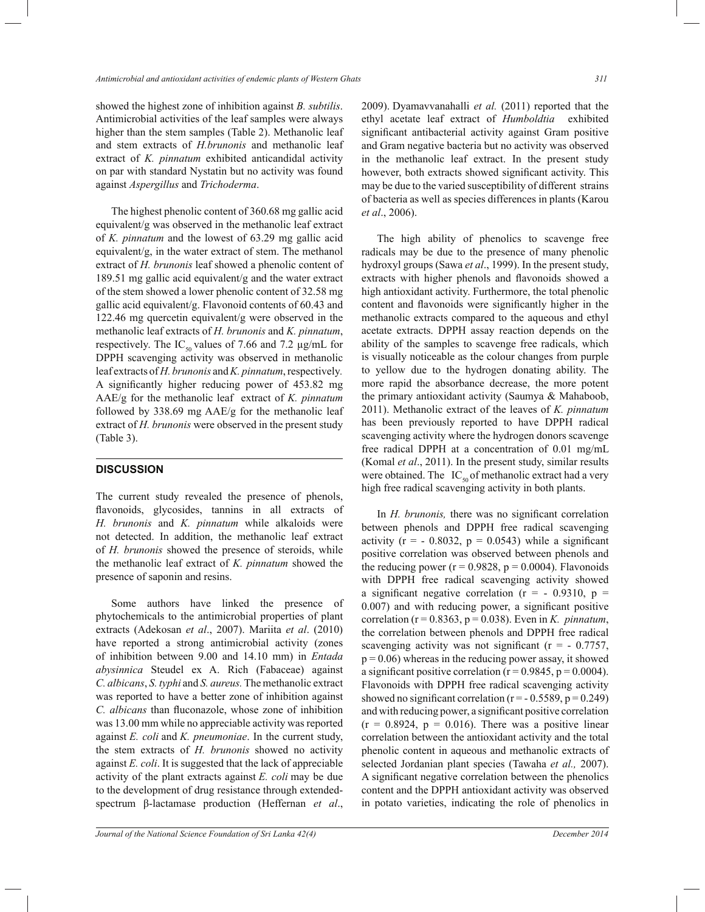showed the highest zone of inhibition against *B. subtilis*. Antimicrobial activities of the leaf samples were always higher than the stem samples (Table 2). Methanolic leaf and stem extracts of *H.brunonis* and methanolic leaf extract of *K. pinnatum* exhibited anticandidal activity on par with standard Nystatin but no activity was found against *Aspergillus* and *Trichoderma*.

The highest phenolic content of 360.68 mg gallic acid equivalent/g was observed in the methanolic leaf extract of *K. pinnatum* and the lowest of 63.29 mg gallic acid equivalent/g, in the water extract of stem. The methanol extract of *H. brunonis* leaf showed a phenolic content of 189.51 mg gallic acid equivalent/g and the water extract of the stem showed a lower phenolic content of 32.58 mg gallic acid equivalent/g. Flavonoid contents of 60.43 and 122.46 mg quercetin equivalent/g were observed in the methanolic leaf extracts of *H. brunonis* and *K. pinnatum*, respectively. The $IC_{50}$ values of 7.66 and 7.2 μg/mL for DPPH scavenging activity was observed in methanolic leaf extracts of *H. brunonis* and *K. pinnatum*, respectively. A significantly higher reducing power of 453.82 mg AAE/g for the methanolic leaf extract of *K. pinnatum* followed by 338.69 mg AAE/g for the methanolic leaf extract of *H. brunonis* were observed in the present study (Table 3).

## DISCUSSION

The current study revealed the presence of phenols, flavonoids, glycosides, tannins in all extracts of *H. brunonis* and *K. pinnatum* while alkaloids were not detected. In addition, the methanolic leaf extract of *H. brunonis* showed the presence of steroids, while the methanolic leaf extract of *K. pinnatum* showed the presence of saponin and resins.

Some authors have linked the presence of phytochemicals to the antimicrobial properties of plant extracts (Adekosan *et al*., 2007). Mariita *et al*. (2010) have reported a strong antimicrobial activity (zones of inhibition between 9.00 and 14.10 mm) in *Entada abysinnica* Steudel ex A. Rich (Fabaceae) against *C. albicans*, *S. typhi* and *S. aureus.* The methanolic extract was reported to have a better zone of inhibition against *C. albicans* than fluconazole, whose zone of inhibition was 13.00 mm while no appreciable activity was reported against *E. coli* and *K. pneumoniae*. In the current study, the stem extracts of *H. brunonis* showed no activity against *E. coli*. It is suggested that the lack of appreciable activity of the plant extracts against *E. coli* may be due to the development of drug resistance through extended-spectrum β-lactamase production (Heffernan *et al*., 2009). Dyamavvanahalli *et al.* (2011) reported that the ethyl acetate leaf extract of *Humboldtia* exhibited significant antibacterial activity against Gram positive and Gram negative bacteria but no activity was observed in the methanolic leaf extract. In the present study however, both extracts showed significant activity. This may be due to the varied susceptibility of different strains of bacteria as well as species differences in plants (Karou *et al*., 2006).

The high ability of phenolics to scavenge free radicals may be due to the presence of many phenolic hydroxyl groups (Sawa *et al*., 1999). In the present study, extracts with higher phenols and flavonoids showed a high antioxidant activity. Furthermore, the total phenolic content and flavonoids were significantly higher in the methanolic extracts compared to the aqueous and ethyl acetate extracts. DPPH assay reaction depends on the ability of the samples to scavenge free radicals, which is visually noticeable as the colour changes from purple to yellow due to the hydrogen donating ability. The more rapid the absorbance decrease, the more potent the primary antioxidant activity (Saumya & Mahaboob, 2011). Methanolic extract of the leaves of *K. pinnatum* has been previously reported to have DPPH radical scavenging activity where the hydrogen donors scavenge free radical DPPH at a concentration of 0.01 mg/mL (Komal *et al*., 2011). In the present study, similar results were obtained. The $IC_{50}$ of methanolic extract had a very high free radical scavenging activity in both plants.

In *H. brunonis,* there was no significant correlation between phenols and DPPH free radical scavenging activity ($r = -0.8032$, $p = 0.0543$) while a significant positive correlation was observed between phenols and the reducing power ($r = 0.9828$, $p = 0.0004$). Flavonoids with DPPH free radical scavenging activity showed a significant negative correlation ($r = -0.9310$, $p = 0.007$) and with reducing power, a significant positive correlation ($r = 0.8363$, $p = 0.038$). Even in *K. pinnatum*, the correlation between phenols and DPPH free radical scavenging activity was not significant ($r = -0.7757$, $p = 0.06$) whereas in the reducing power assay, it showed a significant positive correlation ($r = 0.9845$, $p = 0.0004$). Flavonoids with DPPH free radical scavenging activity showed no significant correlation ($r = -0.5589$, $p = 0.249$) and with reducing power, a significant positive correlation ($r = 0.8924$, $p = 0.016$). There was a positive linear correlation between the antioxidant activity and the total phenolic content in aqueous and methanolic extracts of selected Jordanian plant species (Tawaha *et al.,* 2007). A significant negative correlation between the phenolics content and the DPPH antioxidant activity was observed in potato varieties, indicating the role of phenolics in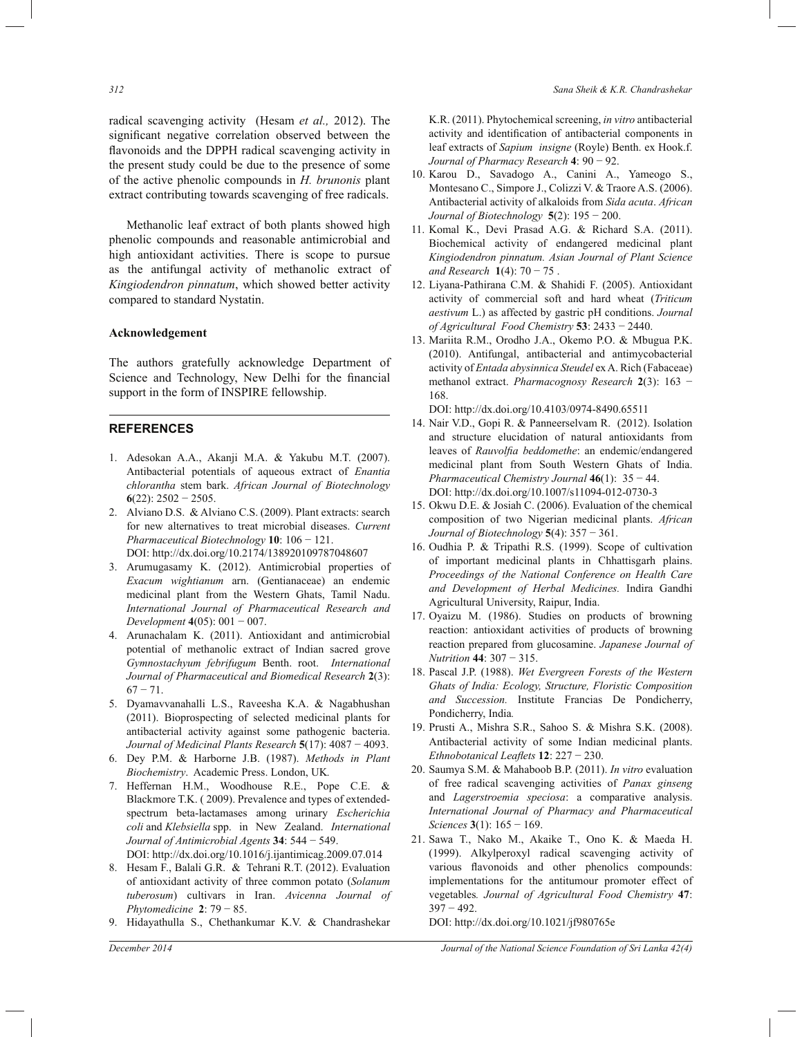radical scavenging activity (Hesam *et al.,* 2012). The significant negative correlation observed between the flavonoids and the DPPH radical scavenging activity in the present study could be due to the presence of some of the active phenolic compounds in *H. brunonis* plant extract contributing towards scavenging of free radicals.

Methanolic leaf extract of both plants showed high phenolic compounds and reasonable antimicrobial and high antioxidant activities. There is scope to pursue as the antifungal activity of methanolic extract of *Kingiodendron pinnatum*, which showed better activity compared to standard Nystatin.

**Acknowledgement**

The authors gratefully acknowledge Department of Science and Technology, New Delhi for the financial support in the form of INSPIRE fellowship.

## REFERENCES

1. Adesokan A.A., Akanji M.A. & Yakubu M.T. (2007). Antibacterial potentials of aqueous extract of *Enantia chlorantha* stem bark. *African Journal of Biotechnology* **6**(22): 2502 − 2505.
2. Alviano D.S. & Alviano C.S. (2009). Plant extracts: search for new alternatives to treat microbial diseases. *Current Pharmaceutical Biotechnology* **10**: 106 − 121. DOI: http://dx.doi.org/10.2174/138920109787048607
3. Arumugasamy K. (2012). Antimicrobial properties of *Exacum wightianum* arn. (Gentianaceae) an endemic medicinal plant from the Western Ghats, Tamil Nadu. *International Journal of Pharmaceutical Research and Development* **4**(05): 001 − 007.
4. Arunachalam K. (2011). Antioxidant and antimicrobial potential of methanolic extract of Indian sacred grove *Gymnostachyum febrifugum* Benth. root. *International Journal of Pharmaceutical and Biomedical Research* **2**(3): 67 − 71.
5. Dyamavvanahalli L.S., Raveesha K.A. & Nagabhushan (2011). Bioprospecting of selected medicinal plants for antibacterial activity against some pathogenic bacteria. *Journal of Medicinal Plants Research* **5**(17): 4087 − 4093.
6. Dey P.M. & Harborne J.B. (1987). *Methods in Plant Biochemistry*. Academic Press. London, UK.
7. Heffernan H.M., Woodhouse R.E., Pope C.E. & Blackmore T.K. ( 2009). Prevalence and types of extended-spectrum beta-lactamases among urinary *Escherichia coli* and *Klebsiella* spp. in New Zealand. *International Journal of Antimicrobial Agents* **34**: 544 − 549. DOI: http://dx.doi.org/10.1016/j.ijantimicag.2009.07.014
8. Hesam F., Balali G.R. & Tehrani R.T. (2012). Evaluation of antioxidant activity of three common potato (*Solanum tuberosum*) cultivars in Iran. *Avicenna Journal of Phytomedicine* **2**: 79 − 85.
9. Hidayathulla S., Chethankumar K.V. & Chandrashekar K.R. (2011). Phytochemical screening, *in vitro* antibacterial activity and identification of antibacterial components in leaf extracts of *Sapium insigne* (Royle) Benth. ex Hook.f. *Journal of Pharmacy Research* **4**: 90 − 92.
10. Karou D., Savadogo A., Canini A., Yameogo S., Montesano C., Simpore J., Colizzi V. & Traore A.S. (2006). Antibacterial activity of alkaloids from *Sida acuta*. *African Journal of Biotechnology* **5**(2): 195 − 200.
11. Komal K., Devi Prasad A.G. & Richard S.A. (2011). Biochemical activity of endangered medicinal plant *Kingiodendron pinnatum. Asian Journal of Plant Science and Research* **1**(4): 70 − 75 .
12. Liyana-Pathirana C.M. & Shahidi F. (2005). Antioxidant activity of commercial soft and hard wheat (*Triticum aestivum* L.) as affected by gastric pH conditions. *Journal of Agricultural Food Chemistry* **53**: 2433 − 2440.
13. Mariita R.M., Orodho J.A., Okemo P.O. & Mbugua P.K. (2010). Antifungal, antibacterial and antimycobacterial activity of *Entada abysinnica Steudel* ex A. Rich (Fabaceae) methanol extract. *Pharmacognosy Research* **2**(3): 163 − 168. DOI: http://dx.doi.org/10.4103/0974-8490.65511
14. Nair V.D., Gopi R. & Panneerselvam R. (2012). Isolation and structure elucidation of natural antioxidants from leaves of *Rauvolfia beddomethe*: an endemic/endangered medicinal plant from South Western Ghats of India. *Pharmaceutical Chemistry Journal* **46**(1): 35 − 44. DOI: http://dx.doi.org/10.1007/s11094-012-0730-3
15. Okwu D.E. & Josiah C. (2006). Evaluation of the chemical composition of two Nigerian medicinal plants. *African Journal of Biotechnology* **5**(4): 357 − 361.
16. Oudhia P. & Tripathi R.S. (1999). Scope of cultivation of important medicinal plants in Chhattisgarh plains. *Proceedings of the National Conference on Health Care and Development of Herbal Medicines.* Indira Gandhi Agricultural University, Raipur, India.
17. Oyaizu M. (1986). Studies on products of browning reaction: antioxidant activities of products of browning reaction prepared from glucosamine. *Japanese Journal of Nutrition* **44**: 307 − 315.
18. Pascal J.P. (1988). *Wet Evergreen Forests of the Western Ghats of India: Ecology, Structure, Floristic Composition and Succession.* Institute Francias De Pondicherry, Pondicherry, India*.*
19. Prusti A., Mishra S.R., Sahoo S. & Mishra S.K. (2008). Antibacterial activity of some Indian medicinal plants. *Ethnobotanical Leaflets* **12**: 227 − 230.
20. Saumya S.M. & Mahaboob B.P. (2011). *In vitro* evaluation of free radical scavenging activities of *Panax ginseng* and *Lagerstroemia speciosa*: a comparative analysis. *International Journal of Pharmacy and Pharmaceutical Sciences* **3**(1): 165 − 169.
21. Sawa T., Nako M., Akaike T., Ono K. & Maeda H. (1999). Alkylperoxyl radical scavenging activity of various flavonoids and other phenolics compounds: implementations for the antitumour promoter effect of vegetables*. Journal of Agricultural Food Chemistry* **47**: 397 − 492. DOI: http://dx.doi.org/10.1021/jf980765e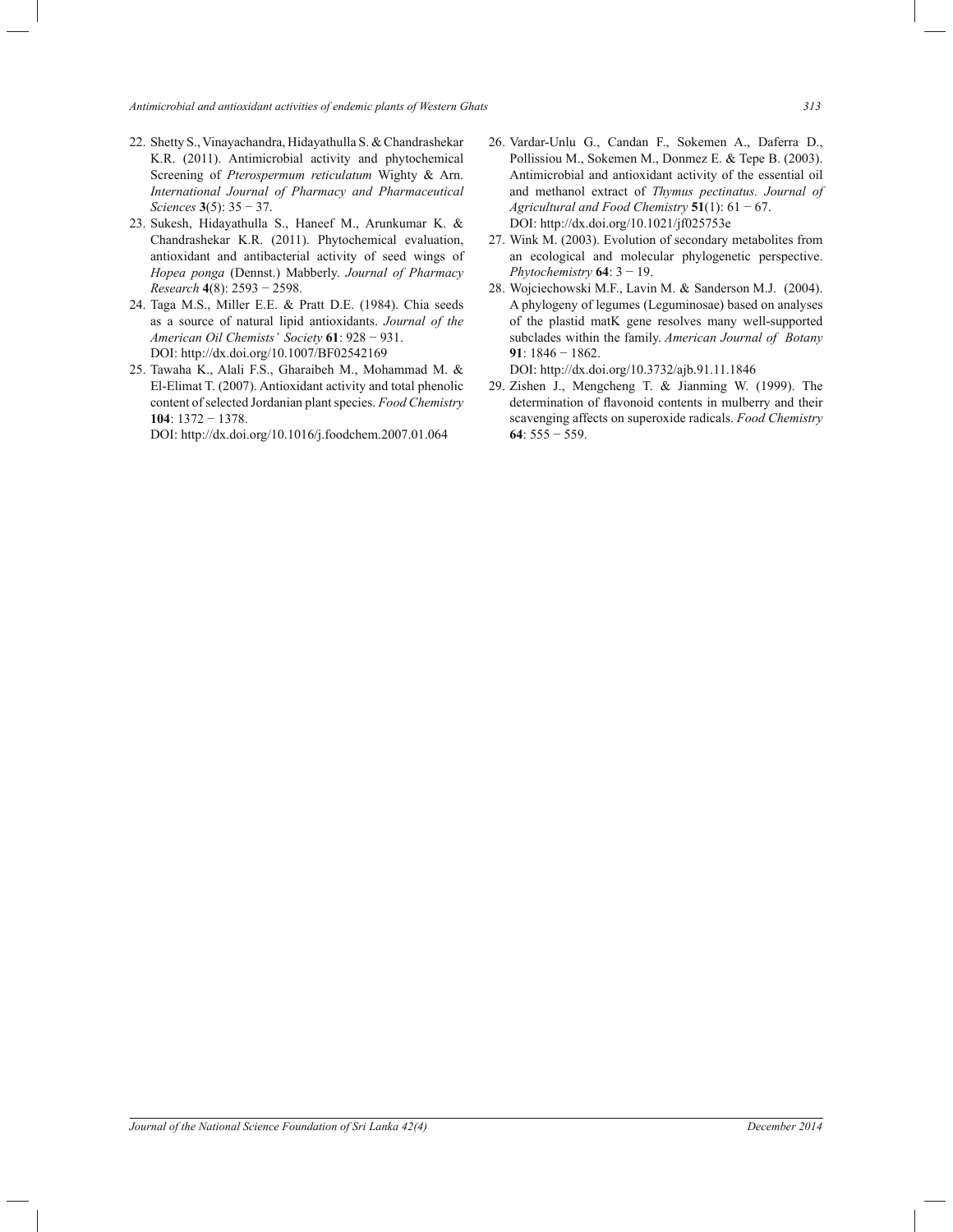22. Shetty S., Vinayachandra, Hidayathulla S. & Chandrashekar K.R. (2011). Antimicrobial activity and phytochemical Screening of *Pterospermum reticulatum* Wighty & Arn. *International Journal of Pharmacy and Pharmaceutical Sciences* **3**(5): 35 − 37.
23. Sukesh, Hidayathulla S., Haneef M., Arunkumar K. & Chandrashekar K.R. (2011). Phytochemical evaluation, antioxidant and antibacterial activity of seed wings of *Hopea ponga* (Dennst.) Mabberly. *Journal of Pharmacy Research* **4**(8): 2593 − 2598.
24. Taga M.S., Miller E.E. & Pratt D.E. (1984). Chia seeds as a source of natural lipid antioxidants. *Journal of the American Oil Chemists' Society* **61**: 928 − 931. DOI: http://dx.doi.org/10.1007/BF02542169
25. Tawaha K., Alali F.S., Gharaibeh M., Mohammad M. & El-Elimat T. (2007). Antioxidant activity and total phenolic content of selected Jordanian plant species. *Food Chemistry* **104**: 1372 − 1378. DOI: http://dx.doi.org/10.1016/j.foodchem.2007.01.064
26. Vardar-Unlu G., Candan F., Sokemen A., Daferra D., Pollissiou M., Sokemen M., Donmez E. & Tepe B. (2003). Antimicrobial and antioxidant activity of the essential oil and methanol extract of *Thymus pectinatus. Journal of Agricultural and Food Chemistry* **51**(1): 61 − 67. DOI: http://dx.doi.org/10.1021/jf025753e
27. Wink M. (2003). Evolution of secondary metabolites from an ecological and molecular phylogenetic perspective. *Phytochemistry* **64**: 3 − 19.
28. Wojciechowski M.F., Lavin M. & Sanderson M.J. (2004). A phylogeny of legumes (Leguminosae) based on analyses of the plastid matK gene resolves many well-supported subclades within the family. *American Journal of Botany* **91**: 1846 − 1862. DOI: http://dx.doi.org/10.3732/ajb.91.11.1846
29. Zishen J., Mengcheng T. & Jianming W. (1999). The determination of flavonoid contents in mulberry and their scavenging affects on superoxide radicals. *Food Chemistry* **64**: 555 − 559.